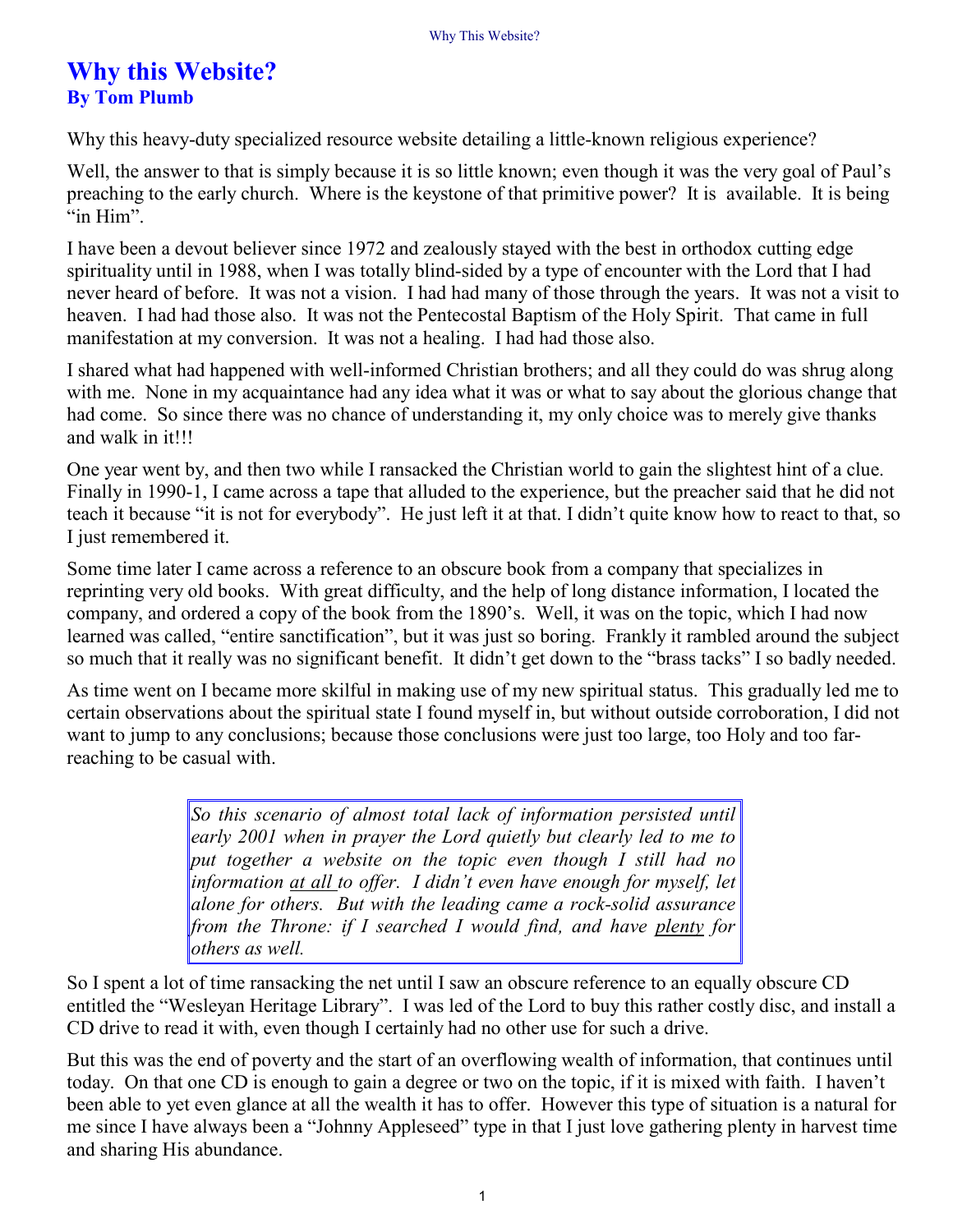# Why this Website?

## By Tom Plumb

Why this heavy-duty specialized resource website detailing a little-known religious experience?

Well, the answer to that is simply because it is so little known; even though it was the very goal of Paul's preaching to the early church. Where is the keystone of that primitive power? It is available. It is being "in Him".

I have been a devout believer since 1972 and zealously stayed with the best in orthodox cutting edge spirituality until in 1988, when I was totally blind-sided by a type of encounter with the Lord that I had never heard of before. It was not a vision. I had had many of those through the years. It was not a visit to heaven. I had had those also. It was not the Pentecostal Baptism of the Holy Spirit. That came in full manifestation at my conversion. It was not a healing. I had had those also.

I shared what had happened with well-informed Christian brothers; and all they could do was shrug along with me. None in my acquaintance had any idea what it was or what to say about the glorious change that had come. So since there was no chance of understanding it, my only choice was to merely give thanks and walk in it!!!

One year went by, and then two while I ransacked the Christian world to gain the slightest hint of a clue. Finally in 1990-1, I came across a tape that alluded to the experience, but the preacher said that he did not teach it because "it is not for everybody". He just left it at that. I didn't quite know how to react to that, so I just remembered it.

Some time later I came across a reference to an obscure book from a company that specializes in reprinting very old books. With great difficulty, and the help of long distance information, I located the company, and ordered a copy of the book from the 1890's. Well, it was on the topic, which I had now learned was called, "entire sanctification", but it was just so boring. Frankly it rambled around the subject so much that it really was no significant benefit. It didn't get down to the "brass tacks" I so badly needed.

As time went on I became more skilful in making use of my new spiritual status. This gradually led me to certain observations about the spiritual state I found myself in, but without outside corroboration, I did not want to jump to any conclusions; because those conclusions were just too large, too Holy and too far-reaching to be casual with.

> *So this scenario of almost total lack of information persisted until early 2001 when in prayer the Lord quietly but clearly led to me to put together a website on the topic even though I still had no information <u>at all</u> to offer. I didn't even have enough for myself, let alone for others. But with the leading came a rock-solid assurance from the Throne: if I searched I would find, and have <u>plenty</u> for others as well.*

So I spent a lot of time ransacking the net until I saw an obscure reference to an equally obscure CD entitled the "Wesleyan Heritage Library". I was led of the Lord to buy this rather costly disc, and install a CD drive to read it with, even though I certainly had no other use for such a drive.

But this was the end of poverty and the start of an overflowing wealth of information, that continues until today. On that one CD is enough to gain a degree or two on the topic, if it is mixed with faith. I haven't been able to yet even glance at all the wealth it has to offer. However this type of situation is a natural for me since I have always been a "Johnny Appleseed" type in that I just love gathering plenty in harvest time and sharing His abundance.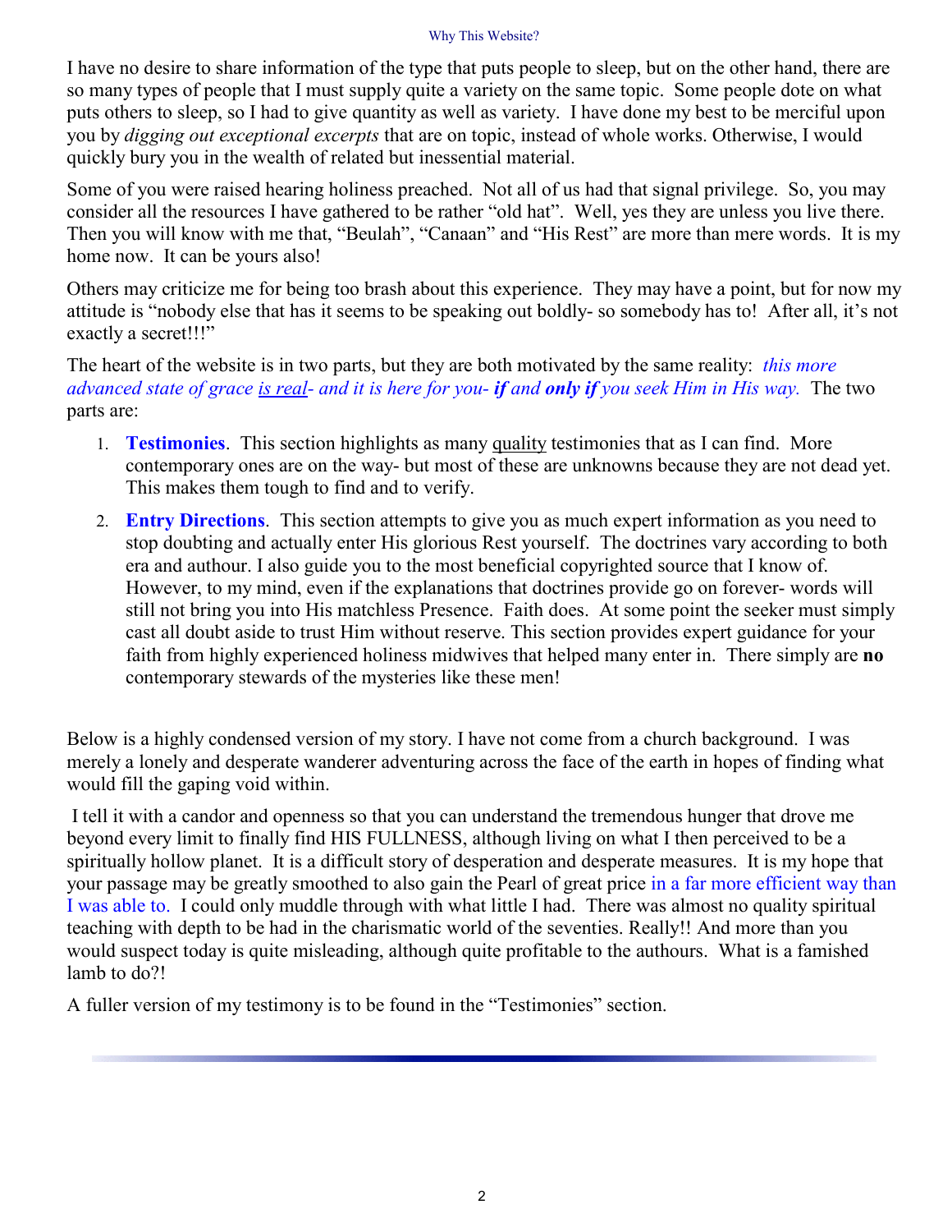I have no desire to share information of the type that puts people to sleep, but on the other hand, there are so many types of people that I must supply quite a variety on the same topic. Some people dote on what puts others to sleep, so I had to give quantity as well as variety. I have done my best to be merciful upon you by *digging out exceptional excerpts* that are on topic, instead of whole works. Otherwise, I would quickly bury you in the wealth of related but inessential material.

Some of you were raised hearing holiness preached. Not all of us had that signal privilege. So, you may consider all the resources I have gathered to be rather "old hat". Well, yes they are unless you live there. Then you will know with me that, "Beulah", "Canaan" and "His Rest" are more than mere words. It is my home now. It can be yours also!

Others may criticize me for being too brash about this experience. They may have a point, but for now my attitude is "nobody else that has it seems to be speaking out boldly- so somebody has to! After all, it's not exactly a secret!!!"

The heart of the website is in two parts, but they are both motivated by the same reality: *this more advanced state of grace <u>is real</u>- and it is here for you- **if** and **only if** you seek Him in His way.* The two parts are:

1. **Testimonies**. This section highlights as many <u>quality</u> testimonies that as I can find. More contemporary ones are on the way- but most of these are unknowns because they are not dead yet. This makes them tough to find and to verify.
2. **Entry Directions**. This section attempts to give you as much expert information as you need to stop doubting and actually enter His glorious Rest yourself. The doctrines vary according to both era and authour. I also guide you to the most beneficial copyrighted source that I know of. However, to my mind, even if the explanations that doctrines provide go on forever- words will still not bring you into His matchless Presence. Faith does. At some point the seeker must simply cast all doubt aside to trust Him without reserve. This section provides expert guidance for your faith from highly experienced holiness midwives that helped many enter in. There simply are **no** contemporary stewards of the mysteries like these men!

Below is a highly condensed version of my story. I have not come from a church background. I was merely a lonely and desperate wanderer adventuring across the face of the earth in hopes of finding what would fill the gaping void within.

I tell it with a candor and openness so that you can understand the tremendous hunger that drove me beyond every limit to finally find HIS FULLNESS, although living on what I then perceived to be a spiritually hollow planet. It is a difficult story of desperation and desperate measures. It is my hope that your passage may be greatly smoothed to also gain the Pearl of great price in a far more efficient way than I was able to. I could only muddle through with what little I had. There was almost no quality spiritual teaching with depth to be had in the charismatic world of the seventies. Really!! And more than you would suspect today is quite misleading, although quite profitable to the authours. What is a famished lamb to do?!

A fuller version of my testimony is to be found in the "Testimonies" section.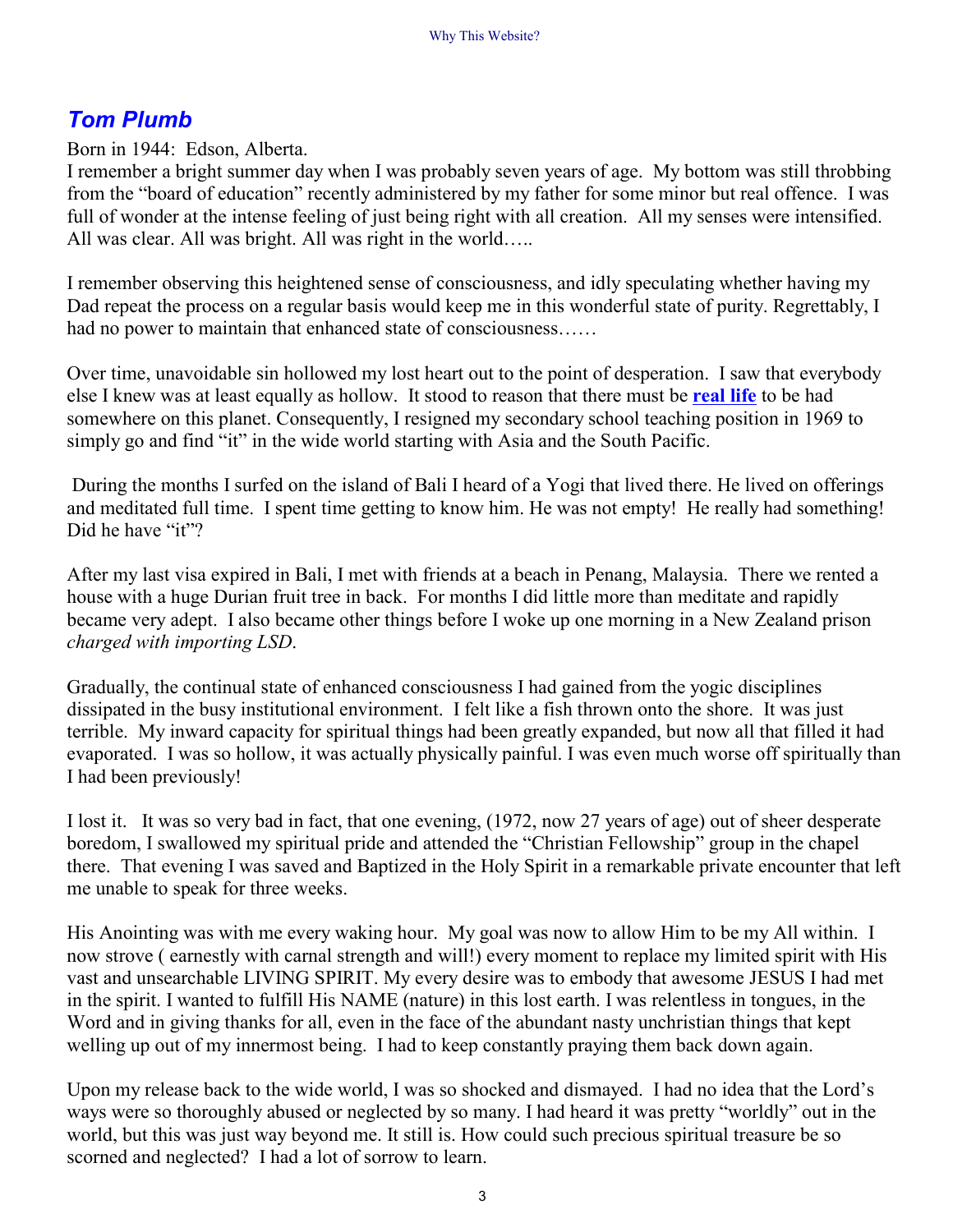## *Tom Plumb*

Born in 1944: Edson, Alberta.
I remember a bright summer day when I was probably seven years of age. My bottom was still throbbing from the "board of education" recently administered by my father for some minor but real offence. I was full of wonder at the intense feeling of just being right with all creation. All my senses were intensified. All was clear. All was bright. All was right in the world…..

I remember observing this heightened sense of consciousness, and idly speculating whether having my Dad repeat the process on a regular basis would keep me in this wonderful state of purity. Regrettably, I had no power to maintain that enhanced state of consciousness……

Over time, unavoidable sin hollowed my lost heart out to the point of desperation. I saw that everybody else I knew was at least equally as hollow. It stood to reason that there must be **real life** to be had somewhere on this planet. Consequently, I resigned my secondary school teaching position in 1969 to simply go and find "it" in the wide world starting with Asia and the South Pacific.

During the months I surfed on the island of Bali I heard of a Yogi that lived there. He lived on offerings and meditated full time. I spent time getting to know him. He was not empty! He really had something! Did he have "it"?

After my last visa expired in Bali, I met with friends at a beach in Penang, Malaysia. There we rented a house with a huge Durian fruit tree in back. For months I did little more than meditate and rapidly became very adept. I also became other things before I woke up one morning in a New Zealand prison *charged with importing LSD*.

Gradually, the continual state of enhanced consciousness I had gained from the yogic disciplines dissipated in the busy institutional environment. I felt like a fish thrown onto the shore. It was just terrible. My inward capacity for spiritual things had been greatly expanded, but now all that filled it had evaporated. I was so hollow, it was actually physically painful. I was even much worse off spiritually than I had been previously!

I lost it. It was so very bad in fact, that one evening, (1972, now 27 years of age) out of sheer desperate boredom, I swallowed my spiritual pride and attended the "Christian Fellowship" group in the chapel there. That evening I was saved and Baptized in the Holy Spirit in a remarkable private encounter that left me unable to speak for three weeks.

His Anointing was with me every waking hour. My goal was now to allow Him to be my All within. I now strove ( earnestly with carnal strength and will!) every moment to replace my limited spirit with His vast and unsearchable LIVING SPIRIT. My every desire was to embody that awesome JESUS I had met in the spirit. I wanted to fulfill His NAME (nature) in this lost earth. I was relentless in tongues, in the Word and in giving thanks for all, even in the face of the abundant nasty unchristian things that kept welling up out of my innermost being. I had to keep constantly praying them back down again.

Upon my release back to the wide world, I was so shocked and dismayed. I had no idea that the Lord's ways were so thoroughly abused or neglected by so many. I had heard it was pretty "worldly" out in the world, but this was just way beyond me. It still is. How could such precious spiritual treasure be so scorned and neglected? I had a lot of sorrow to learn.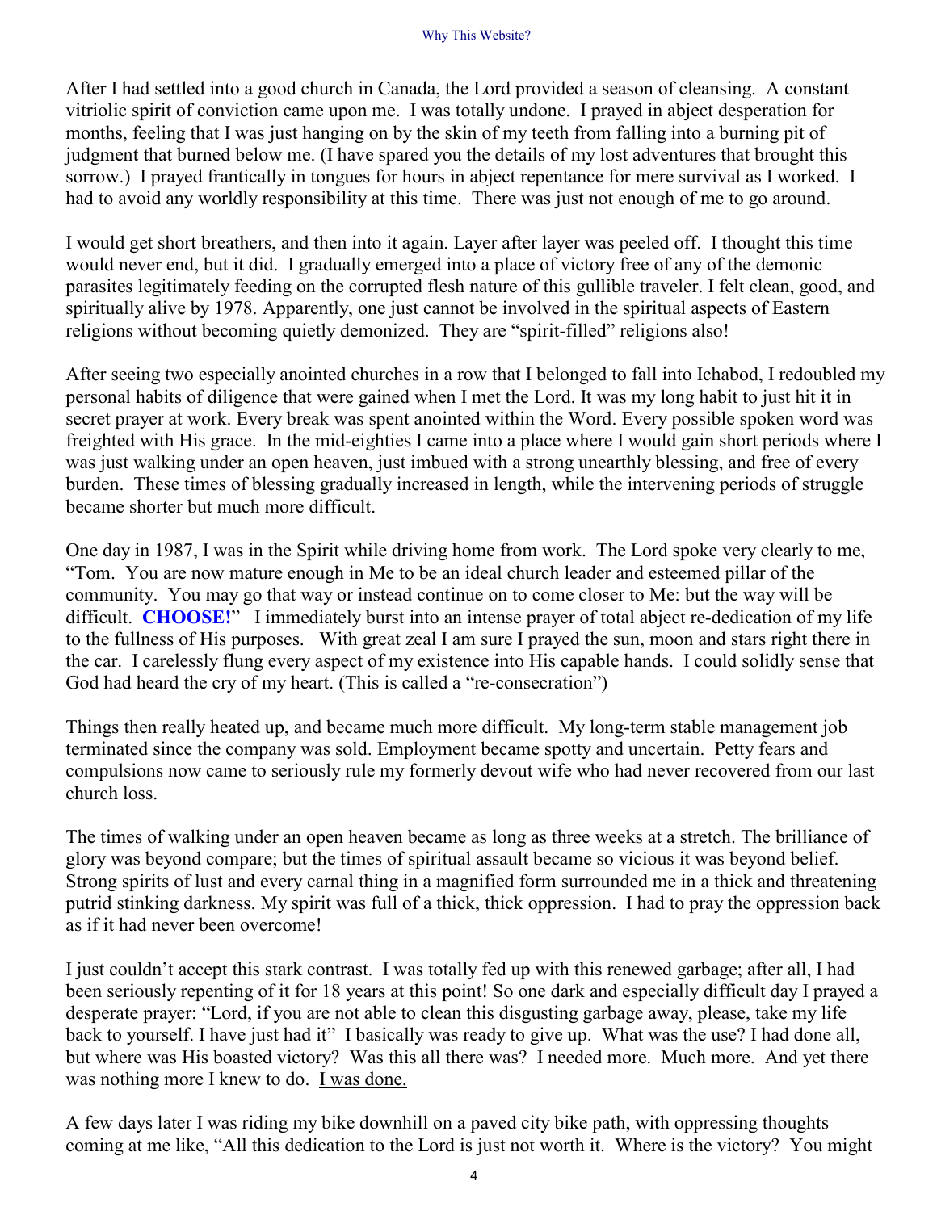After I had settled into a good church in Canada, the Lord provided a season of cleansing. A constant vitriolic spirit of conviction came upon me. I was totally undone. I prayed in abject desperation for months, feeling that I was just hanging on by the skin of my teeth from falling into a burning pit of judgment that burned below me. (I have spared you the details of my lost adventures that brought this sorrow.) I prayed frantically in tongues for hours in abject repentance for mere survival as I worked. I had to avoid any worldly responsibility at this time. There was just not enough of me to go around.

I would get short breathers, and then into it again. Layer after layer was peeled off. I thought this time would never end, but it did. I gradually emerged into a place of victory free of any of the demonic parasites legitimately feeding on the corrupted flesh nature of this gullible traveler. I felt clean, good, and spiritually alive by 1978. Apparently, one just cannot be involved in the spiritual aspects of Eastern religions without becoming quietly demonized. They are "spirit-filled" religions also!

After seeing two especially anointed churches in a row that I belonged to fall into Ichabod, I redoubled my personal habits of diligence that were gained when I met the Lord. It was my long habit to just hit it in secret prayer at work. Every break was spent anointed within the Word. Every possible spoken word was freighted with His grace. In the mid-eighties I came into a place where I would gain short periods where I was just walking under an open heaven, just imbued with a strong unearthly blessing, and free of every burden. These times of blessing gradually increased in length, while the intervening periods of struggle became shorter but much more difficult.

One day in 1987, I was in the Spirit while driving home from work. The Lord spoke very clearly to me, "Tom. You are now mature enough in Me to be an ideal church leader and esteemed pillar of the community. You may go that way or instead continue on to come closer to Me: but the way will be difficult. **CHOOSE!**" I immediately burst into an intense prayer of total abject re-dedication of my life to the fullness of His purposes. With great zeal I am sure I prayed the sun, moon and stars right there in the car. I carelessly flung every aspect of my existence into His capable hands. I could solidly sense that God had heard the cry of my heart. (This is called a "re-consecration")

Things then really heated up, and became much more difficult. My long-term stable management job terminated since the company was sold. Employment became spotty and uncertain. Petty fears and compulsions now came to seriously rule my formerly devout wife who had never recovered from our last church loss.

The times of walking under an open heaven became as long as three weeks at a stretch. The brilliance of glory was beyond compare; but the times of spiritual assault became so vicious it was beyond belief. Strong spirits of lust and every carnal thing in a magnified form surrounded me in a thick and threatening putrid stinking darkness. My spirit was full of a thick, thick oppression. I had to pray the oppression back as if it had never been overcome!

I just couldn't accept this stark contrast. I was totally fed up with this renewed garbage; after all, I had been seriously repenting of it for 18 years at this point! So one dark and especially difficult day I prayed a desperate prayer: "Lord, if you are not able to clean this disgusting garbage away, please, take my life back to yourself. I have just had it" I basically was ready to give up. What was the use? I had done all, but where was His boasted victory? Was this all there was? I needed more. Much more. And yet there was nothing more I knew to do. <u>I was done.</u>

A few days later I was riding my bike downhill on a paved city bike path, with oppressing thoughts coming at me like, "All this dedication to the Lord is just not worth it. Where is the victory? You might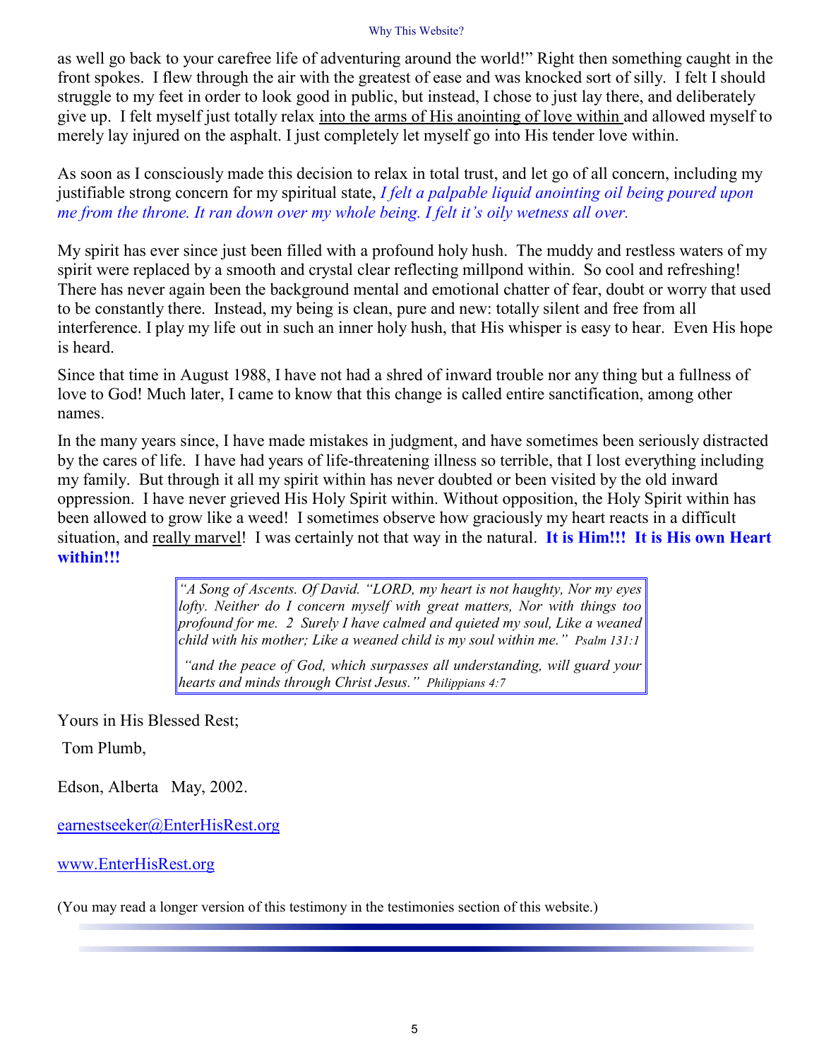as well go back to your carefree life of adventuring around the world!" Right then something caught in the front spokes. I flew through the air with the greatest of ease and was knocked sort of silly. I felt I should struggle to my feet in order to look good in public, but instead, I chose to just lay there, and deliberately give up. I felt myself just totally relax <u>into the arms of His anointing of love within</u> and allowed myself to merely lay injured on the asphalt. I just completely let myself go into His tender love within.

As soon as I consciously made this decision to relax in total trust, and let go of all concern, including my justifiable strong concern for my spiritual state, *I felt a palpable liquid anointing oil being poured upon me from the throne. It ran down over my whole being. I felt it's oily wetness all over.*

My spirit has ever since just been filled with a profound holy hush. The muddy and restless waters of my spirit were replaced by a smooth and crystal clear reflecting millpond within. So cool and refreshing! There has never again been the background mental and emotional chatter of fear, doubt or worry that used to be constantly there. Instead, my being is clean, pure and new: totally silent and free from all interference. I play my life out in such an inner holy hush, that His whisper is easy to hear. Even His hope is heard.

Since that time in August 1988, I have not had a shred of inward trouble nor any thing but a fullness of love to God! Much later, I came to know that this change is called entire sanctification, among other names.

In the many years since, I have made mistakes in judgment, and have sometimes been seriously distracted by the cares of life. I have had years of life-threatening illness so terrible, that I lost everything including my family. But through it all my spirit within has never doubted or been visited by the old inward oppression. I have never grieved His Holy Spirit within. Without opposition, the Holy Spirit within has been allowed to grow like a weed! I sometimes observe how graciously my heart reacts in a difficult situation, and <u>really marvel</u>! I was certainly not that way in the natural. **It is Him!!! It is His own Heart within!!!**

> *"A Song of Ascents. Of David. "LORD, my heart is not haughty, Nor my eyes lofty. Neither do I concern myself with great matters, Nor with things too profound for me. 2 Surely I have calmed and quieted my soul, Like a weaned child with his mother; Like a weaned child is my soul within me." Psalm 131:1*
>
> *"and the peace of God, which surpasses all understanding, will guard your hearts and minds through Christ Jesus." Philippians 4:7*

Yours in His Blessed Rest;

Tom Plumb,

Edson, Alberta May, 2002.

earnestseeker@EnterHisRest.org

www.EnterHisRest.org

(You may read a longer version of this testimony in the testimonies section of this website.)